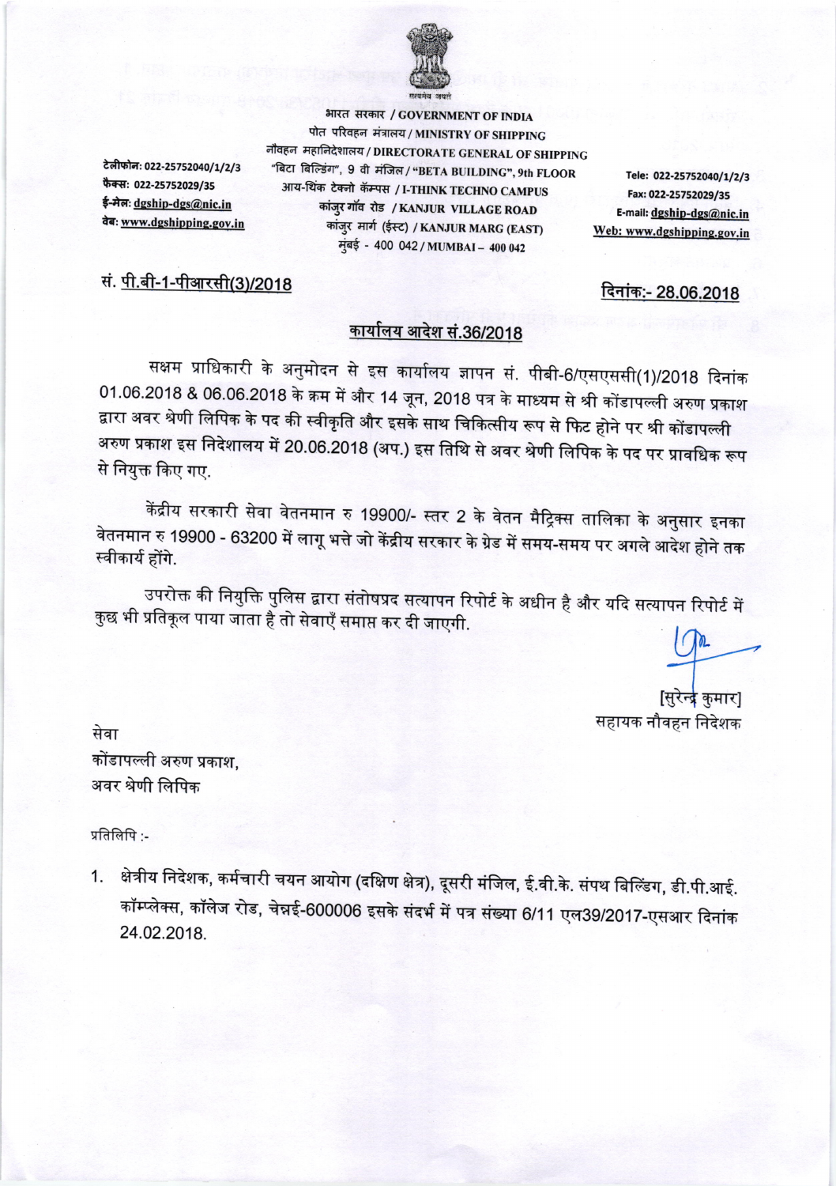सत्यमेव जयते

भारत सरकार / GOVERNMENT OF INDIA
पोत परिवहन मंत्रालय / MINISTRY OF SHIPPING
नौवहन महानिदेशालय / DIRECTORATE GENERAL OF SHIPPING
"बिटा बिल्डिंग", 9 वी मंजिल / "BETA BUILDING", 9th FLOOR
आय-थिंक टेक्नो कॅम्पस / I-THINK TECHNO CAMPUS
कांजुर गॉव रोड / KANJUR VILLAGE ROAD
कांजुर मार्ग (ईस्ट) / KANJUR MARG (EAST)
मुंबई - 400 042 / MUMBAI – 400 042

टेलीफोन: 022-25752040/1/2/3
फैक्स: 022-25752029/35
ई-मेल: dgship-dgs@nic.in
वेब: www.dgshipping.gov.in

Tele: 022-25752040/1/2/3
Fax: 022-25752029/35
E-mail: dgship-dgs@nic.in
Web: www.dgshipping.gov.in

सं. पी.बी-1-पीआरसी(3)/2018

दिनांक:- 28.06.2018

## कार्यालय आदेश सं.36/2018

सक्षम प्राधिकारी के अनुमोदन से इस कार्यालय ज्ञापन सं. पीबी-6/एसएससी(1)/2018 दिनांक 01.06.2018 & 06.06.2018 के क्रम में और 14 जून, 2018 पत्र के माध्यम से श्री कोंडापल्ली अरुण प्रकाश द्वारा अवर श्रेणी लिपिक के पद की स्वीकृति और इसके साथ चिकित्सीय रूप से फिट होने पर श्री कोंडापल्ली अरुण प्रकाश इस निदेशालय में 20.06.2018 (अप.) इस तिथि से अवर श्रेणी लिपिक के पद पर प्रावधिक रूप से नियुक्त किए गए.

केंद्रीय सरकारी सेवा वेतनमान रु 19900/- स्तर 2 के वेतन मैट्रिक्स तालिका के अनुसार इनका वेतनमान रु 19900 - 63200 में लागू भत्ते जो केंद्रीय सरकार के ग्रेड में समय-समय पर अगले आदेश होने तक स्वीकार्य होंगे.

उपरोक्त की नियुक्ति पुलिस द्वारा संतोषप्रद सत्यापन रिपोर्ट के अधीन है और यदि सत्यापन रिपोर्ट में कुछ भी प्रतिकूल पाया जाता है तो सेवाएँ समाप्त कर दी जाएगी.

[सुरेन्द्र कुमार]
सहायक नौवहन निदेशक

सेवा
कोंडापल्ली अरुण प्रकाश,
अवर श्रेणी लिपिक

प्रतिलिपि :-

1. क्षेत्रीय निदेशक, कर्मचारी चयन आयोग (दक्षिण क्षेत्र), दूसरी मंजिल, ई.वी.के. संपथ बिल्डिंग, डी.पी.आई. कॉम्प्लेक्स, कॉलेज रोड, चेन्नई-600006 इसके संदर्भ में पत्र संख्या 6/11 एल39/2017-एसआर दिनांक 24.02.2018.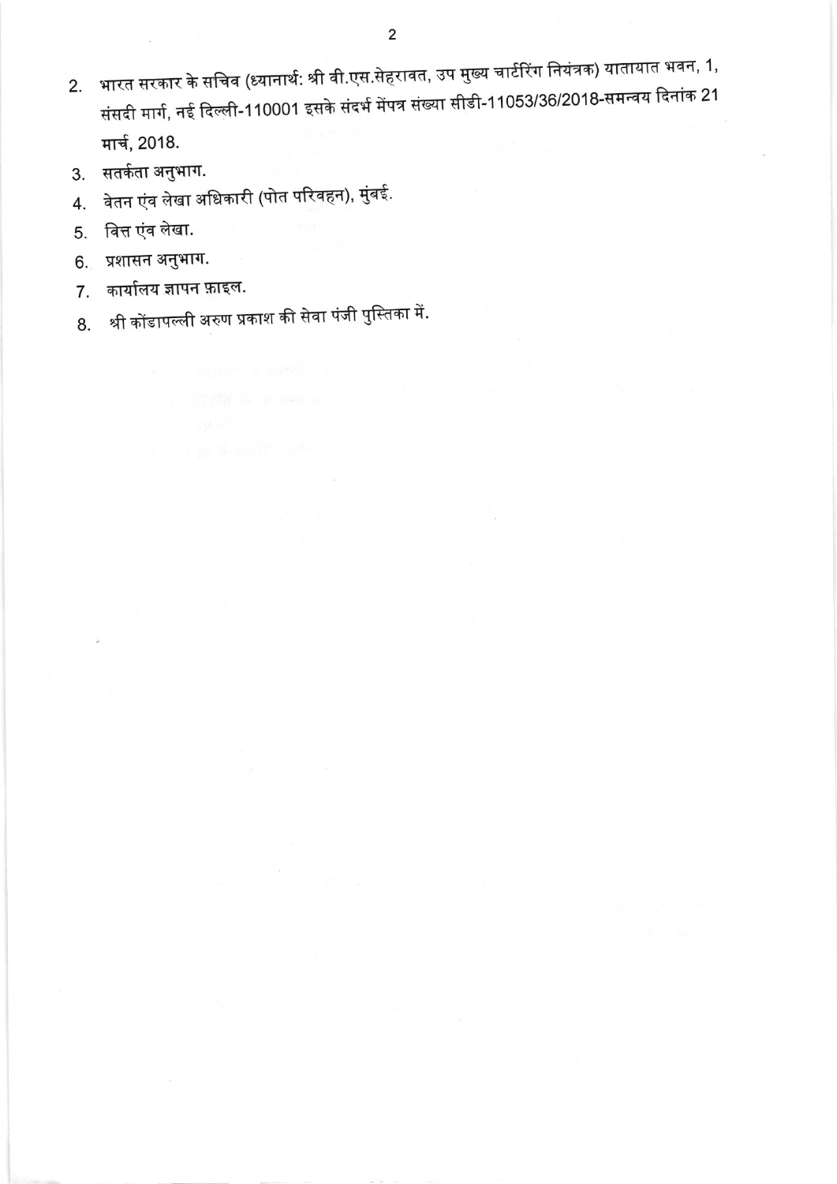2. भारत सरकार के सचिव (ध्यानार्थ: श्री वी.एस.सेहरावत, उप मुख्य चार्टरिंग नियंत्रक) यातायात भवन, 1, संसदी मार्ग, नई दिल्ली-110001 इसके संदर्भ मेंपत्र संख्या सीडी-11053/36/2018-समन्वय दिनांक 21 मार्च, 2018.
3. सतर्कता अनुभाग.
4. वेतन एंव लेखा अधिकारी (पोत परिवहन), मुंबई.
5. वित्त एंव लेखा.
6. प्रशासन अनुभाग.
7. कार्यालय ज्ञापन फ़ाइल.
8. श्री कोंडापल्ली अरुण प्रकाश की सेवा पंजी पुस्तिका में.